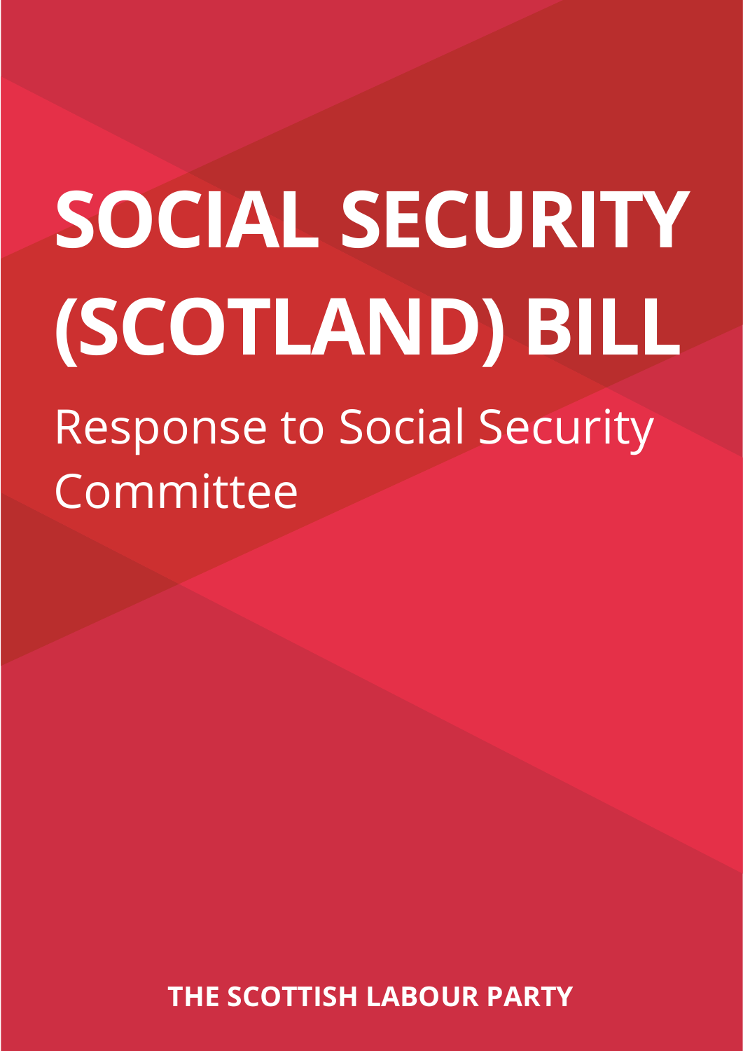# SOCIAL SECURITY (SCOTLAND) BILL

## Response to Social Security Committee

**THE SCOTTISH LABOUR PARTY**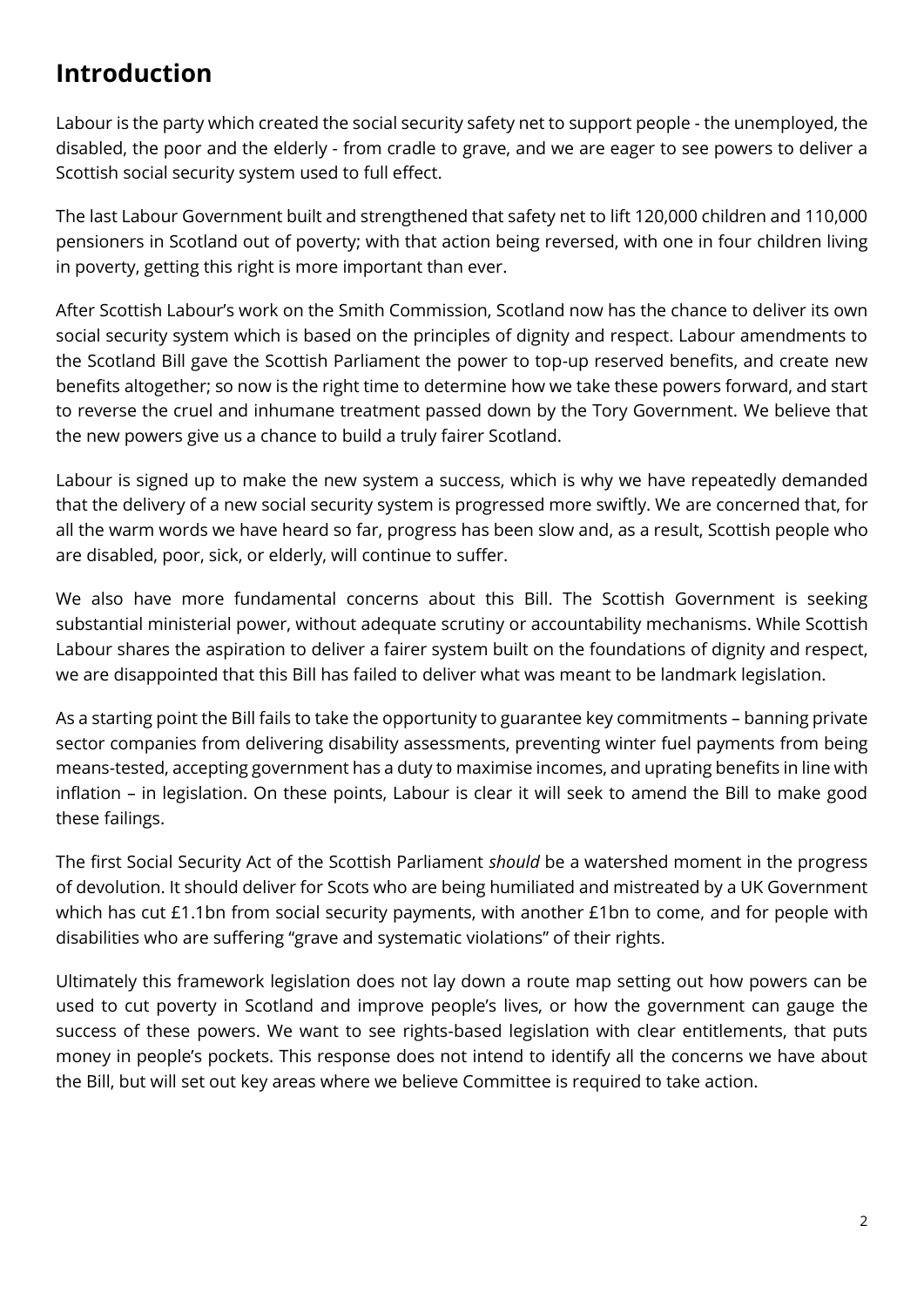## Introduction

Labour is the party which created the social security safety net to support people - the unemployed, the disabled, the poor and the elderly - from cradle to grave, and we are eager to see powers to deliver a Scottish social security system used to full effect.

The last Labour Government built and strengthened that safety net to lift 120,000 children and 110,000 pensioners in Scotland out of poverty; with that action being reversed, with one in four children living in poverty, getting this right is more important than ever.

After Scottish Labour's work on the Smith Commission, Scotland now has the chance to deliver its own social security system which is based on the principles of dignity and respect. Labour amendments to the Scotland Bill gave the Scottish Parliament the power to top-up reserved benefits, and create new benefits altogether; so now is the right time to determine how we take these powers forward, and start to reverse the cruel and inhumane treatment passed down by the Tory Government. We believe that the new powers give us a chance to build a truly fairer Scotland.

Labour is signed up to make the new system a success, which is why we have repeatedly demanded that the delivery of a new social security system is progressed more swiftly. We are concerned that, for all the warm words we have heard so far, progress has been slow and, as a result, Scottish people who are disabled, poor, sick, or elderly, will continue to suffer.

We also have more fundamental concerns about this Bill. The Scottish Government is seeking substantial ministerial power, without adequate scrutiny or accountability mechanisms. While Scottish Labour shares the aspiration to deliver a fairer system built on the foundations of dignity and respect, we are disappointed that this Bill has failed to deliver what was meant to be landmark legislation.

As a starting point the Bill fails to take the opportunity to guarantee key commitments – banning private sector companies from delivering disability assessments, preventing winter fuel payments from being means-tested, accepting government has a duty to maximise incomes, and uprating benefits in line with inflation – in legislation. On these points, Labour is clear it will seek to amend the Bill to make good these failings.

The first Social Security Act of the Scottish Parliament *should* be a watershed moment in the progress of devolution. It should deliver for Scots who are being humiliated and mistreated by a UK Government which has cut £1.1bn from social security payments, with another £1bn to come, and for people with disabilities who are suffering "grave and systematic violations" of their rights.

Ultimately this framework legislation does not lay down a route map setting out how powers can be used to cut poverty in Scotland and improve people's lives, or how the government can gauge the success of these powers. We want to see rights-based legislation with clear entitlements, that puts money in people's pockets. This response does not intend to identify all the concerns we have about the Bill, but will set out key areas where we believe Committee is required to take action.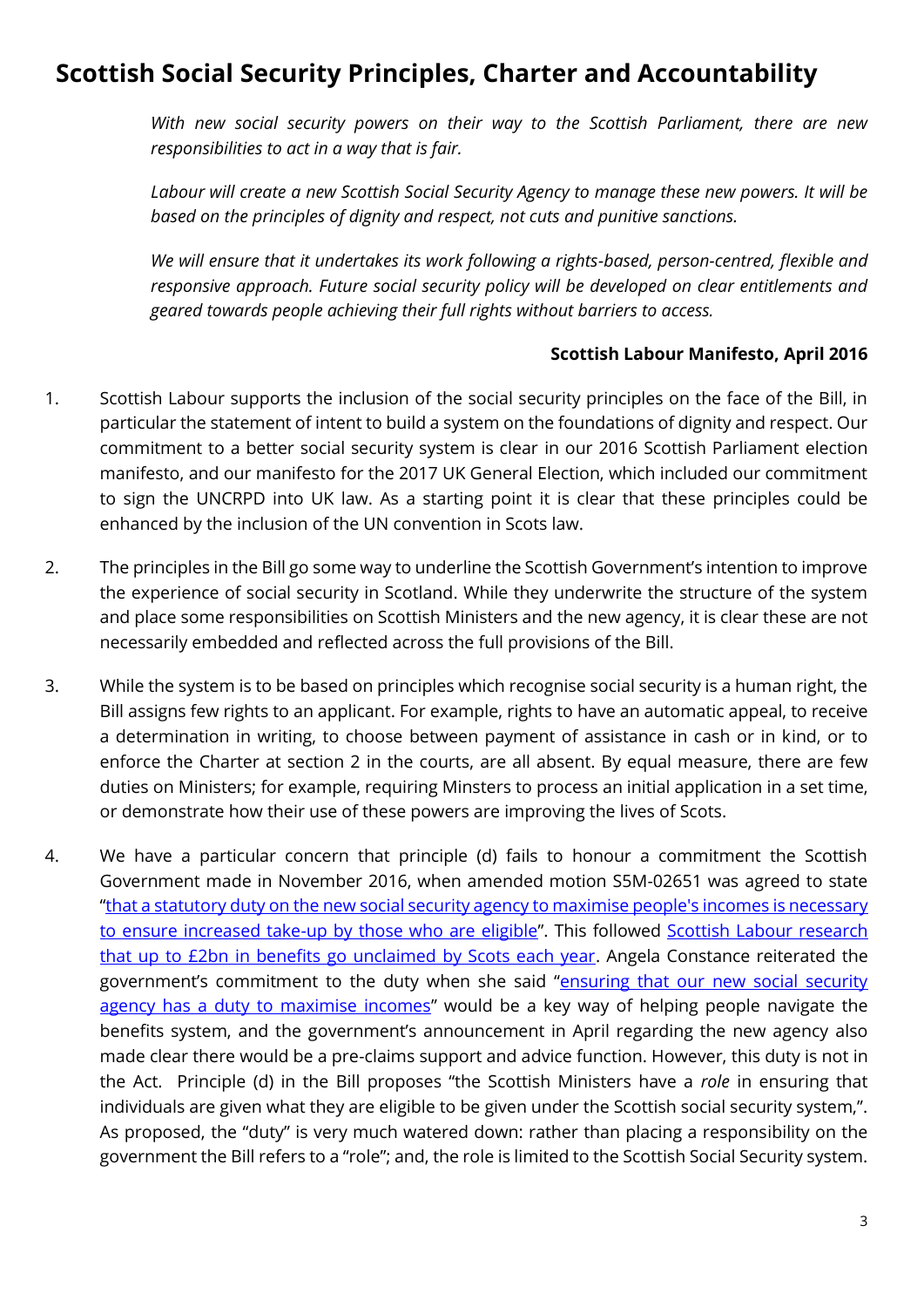# Scottish Social Security Principles, Charter and Accountability

> *With new social security powers on their way to the Scottish Parliament, there are new responsibilities to act in a way that is fair.*
>
> *Labour will create a new Scottish Social Security Agency to manage these new powers. It will be based on the principles of dignity and respect, not cuts and punitive sanctions.*
>
> *We will ensure that it undertakes its work following a rights-based, person-centred, flexible and responsive approach. Future social security policy will be developed on clear entitlements and geared towards people achieving their full rights without barriers to access.*
>
> **Scottish Labour Manifesto, April 2016**

1. Scottish Labour supports the inclusion of the social security principles on the face of the Bill, in particular the statement of intent to build a system on the foundations of dignity and respect. Our commitment to a better social security system is clear in our 2016 Scottish Parliament election manifesto, and our manifesto for the 2017 UK General Election, which included our commitment to sign the UNCRPD into UK law. As a starting point it is clear that these principles could be enhanced by the inclusion of the UN convention in Scots law.

2. The principles in the Bill go some way to underline the Scottish Government's intention to improve the experience of social security in Scotland. While they underwrite the structure of the system and place some responsibilities on Scottish Ministers and the new agency, it is clear these are not necessarily embedded and reflected across the full provisions of the Bill.

3. While the system is to be based on principles which recognise social security is a human right, the Bill assigns few rights to an applicant. For example, rights to have an automatic appeal, to receive a determination in writing, to choose between payment of assistance in cash or in kind, or to enforce the Charter at section 2 in the courts, are all absent. By equal measure, there are few duties on Ministers; for example, requiring Minsters to process an initial application in a set time, or demonstrate how their use of these powers are improving the lives of Scots.

4. We have a particular concern that principle (d) fails to honour a commitment the Scottish Government made in November 2016, when amended motion S5M-02651 was agreed to state "that a statutory duty on the new social security agency to maximise people's incomes is necessary to ensure increased take-up by those who are eligible". This followed Scottish Labour research that up to £2bn in benefits go unclaimed by Scots each year. Angela Constance reiterated the government's commitment to the duty when she said "ensuring that our new social security agency has a duty to maximise incomes" would be a key way of helping people navigate the benefits system, and the government's announcement in April regarding the new agency also made clear there would be a pre-claims support and advice function. However, this duty is not in the Act. Principle (d) in the Bill proposes "the Scottish Ministers have a *role* in ensuring that individuals are given what they are eligible to be given under the Scottish social security system,". As proposed, the "duty" is very much watered down: rather than placing a responsibility on the government the Bill refers to a "role"; and, the role is limited to the Scottish Social Security system.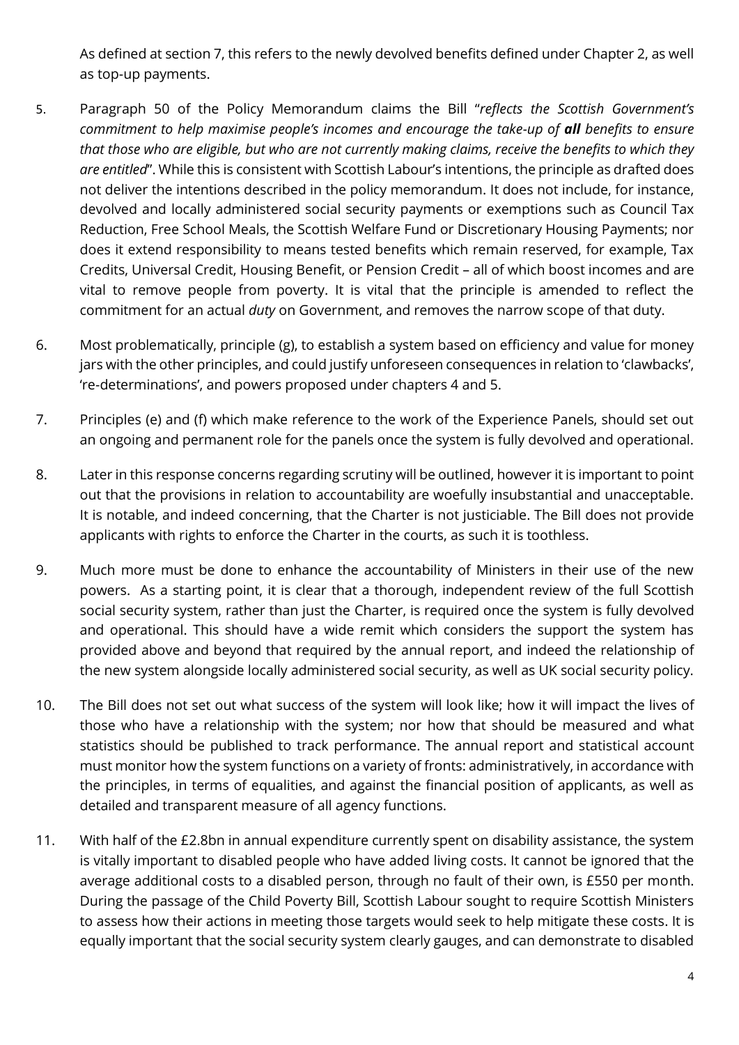As defined at section 7, this refers to the newly devolved benefits defined under Chapter 2, as well as top-up payments.

5. Paragraph 50 of the Policy Memorandum claims the Bill "*reflects the Scottish Government's commitment to help maximise people's incomes and encourage the take-up of **all** benefits to ensure that those who are eligible, but who are not currently making claims, receive the benefits to which they are entitled*". While this is consistent with Scottish Labour's intentions, the principle as drafted does not deliver the intentions described in the policy memorandum. It does not include, for instance, devolved and locally administered social security payments or exemptions such as Council Tax Reduction, Free School Meals, the Scottish Welfare Fund or Discretionary Housing Payments; nor does it extend responsibility to means tested benefits which remain reserved, for example, Tax Credits, Universal Credit, Housing Benefit, or Pension Credit – all of which boost incomes and are vital to remove people from poverty. It is vital that the principle is amended to reflect the commitment for an actual *duty* on Government, and removes the narrow scope of that duty.

6. Most problematically, principle (g), to establish a system based on efficiency and value for money jars with the other principles, and could justify unforeseen consequences in relation to 'clawbacks', 're-determinations', and powers proposed under chapters 4 and 5.

7. Principles (e) and (f) which make reference to the work of the Experience Panels, should set out an ongoing and permanent role for the panels once the system is fully devolved and operational.

8. Later in this response concerns regarding scrutiny will be outlined, however it is important to point out that the provisions in relation to accountability are woefully insubstantial and unacceptable. It is notable, and indeed concerning, that the Charter is not justiciable. The Bill does not provide applicants with rights to enforce the Charter in the courts, as such it is toothless.

9. Much more must be done to enhance the accountability of Ministers in their use of the new powers. As a starting point, it is clear that a thorough, independent review of the full Scottish social security system, rather than just the Charter, is required once the system is fully devolved and operational. This should have a wide remit which considers the support the system has provided above and beyond that required by the annual report, and indeed the relationship of the new system alongside locally administered social security, as well as UK social security policy.

10. The Bill does not set out what success of the system will look like; how it will impact the lives of those who have a relationship with the system; nor how that should be measured and what statistics should be published to track performance. The annual report and statistical account must monitor how the system functions on a variety of fronts: administratively, in accordance with the principles, in terms of equalities, and against the financial position of applicants, as well as detailed and transparent measure of all agency functions.

11. With half of the £2.8bn in annual expenditure currently spent on disability assistance, the system is vitally important to disabled people who have added living costs. It cannot be ignored that the average additional costs to a disabled person, through no fault of their own, is £550 per month. During the passage of the Child Poverty Bill, Scottish Labour sought to require Scottish Ministers to assess how their actions in meeting those targets would seek to help mitigate these costs. It is equally important that the social security system clearly gauges, and can demonstrate to disabled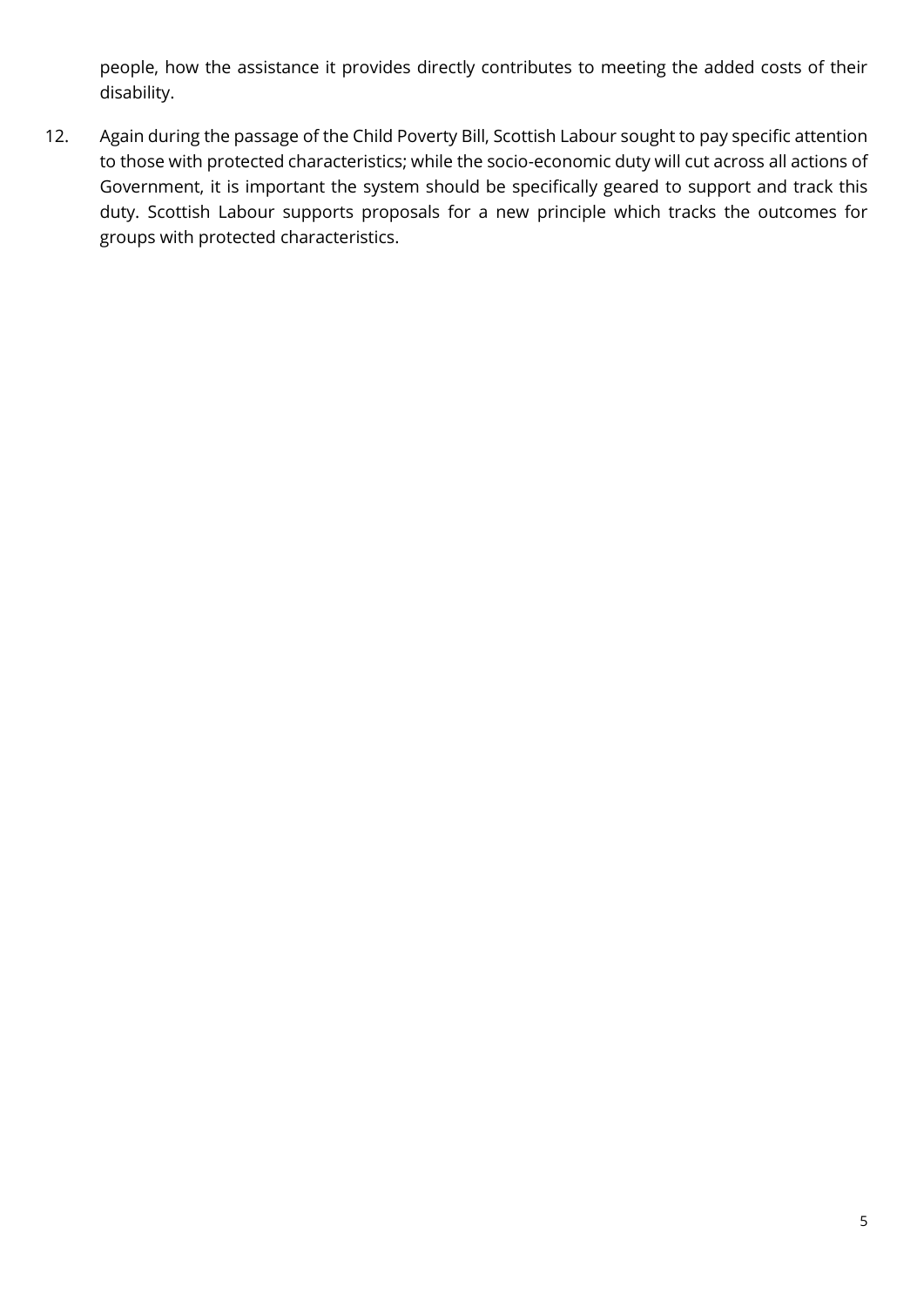people, how the assistance it provides directly contributes to meeting the added costs of their disability.

12. Again during the passage of the Child Poverty Bill, Scottish Labour sought to pay specific attention to those with protected characteristics; while the socio-economic duty will cut across all actions of Government, it is important the system should be specifically geared to support and track this duty. Scottish Labour supports proposals for a new principle which tracks the outcomes for groups with protected characteristics.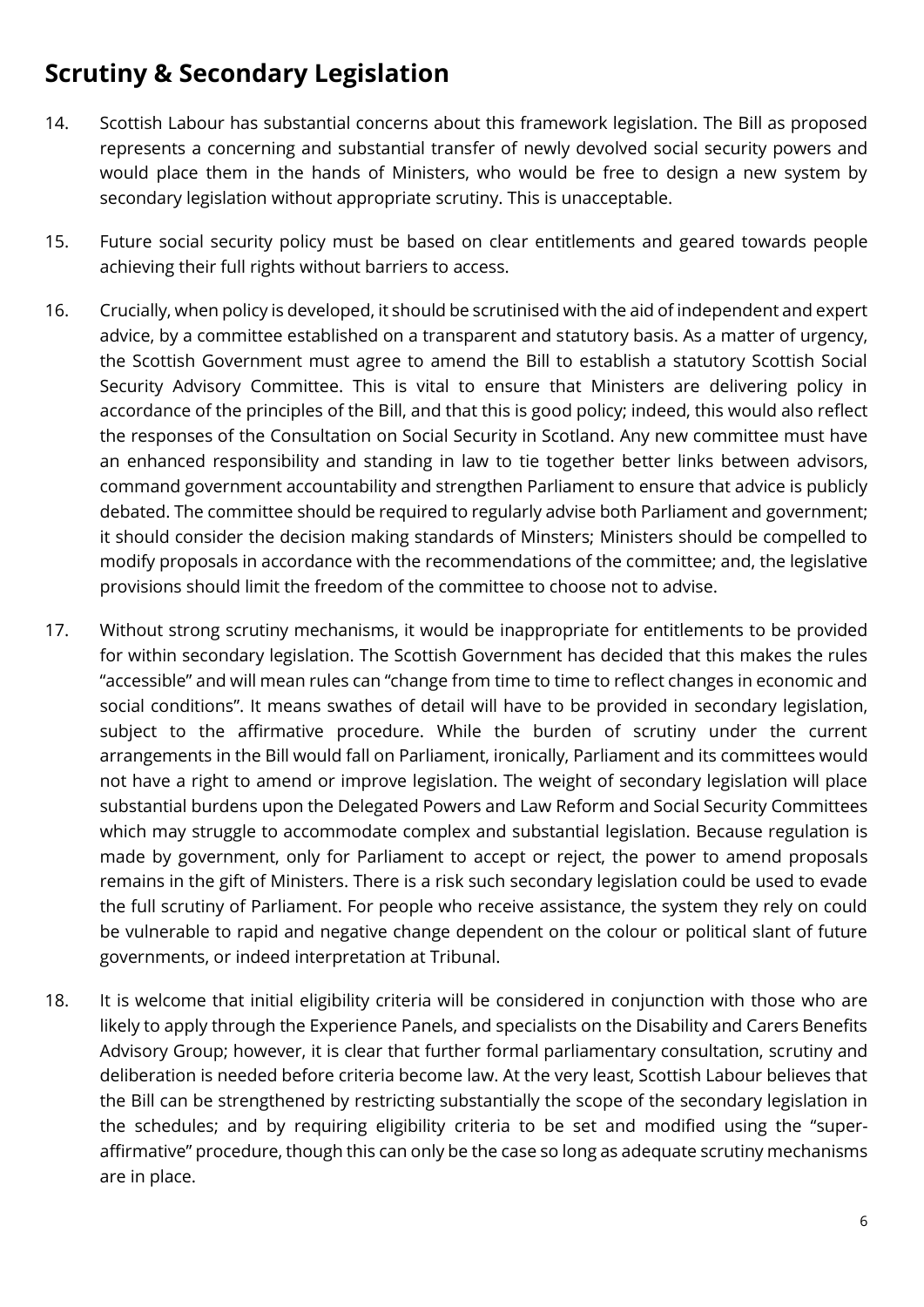## Scrutiny & Secondary Legislation

14. Scottish Labour has substantial concerns about this framework legislation. The Bill as proposed represents a concerning and substantial transfer of newly devolved social security powers and would place them in the hands of Ministers, who would be free to design a new system by secondary legislation without appropriate scrutiny. This is unacceptable.

15. Future social security policy must be based on clear entitlements and geared towards people achieving their full rights without barriers to access.

16. Crucially, when policy is developed, it should be scrutinised with the aid of independent and expert advice, by a committee established on a transparent and statutory basis. As a matter of urgency, the Scottish Government must agree to amend the Bill to establish a statutory Scottish Social Security Advisory Committee. This is vital to ensure that Ministers are delivering policy in accordance of the principles of the Bill, and that this is good policy; indeed, this would also reflect the responses of the Consultation on Social Security in Scotland. Any new committee must have an enhanced responsibility and standing in law to tie together better links between advisors, command government accountability and strengthen Parliament to ensure that advice is publicly debated. The committee should be required to regularly advise both Parliament and government; it should consider the decision making standards of Minsters; Ministers should be compelled to modify proposals in accordance with the recommendations of the committee; and, the legislative provisions should limit the freedom of the committee to choose not to advise.

17. Without strong scrutiny mechanisms, it would be inappropriate for entitlements to be provided for within secondary legislation. The Scottish Government has decided that this makes the rules "accessible" and will mean rules can "change from time to time to reflect changes in economic and social conditions". It means swathes of detail will have to be provided in secondary legislation, subject to the affirmative procedure. While the burden of scrutiny under the current arrangements in the Bill would fall on Parliament, ironically, Parliament and its committees would not have a right to amend or improve legislation. The weight of secondary legislation will place substantial burdens upon the Delegated Powers and Law Reform and Social Security Committees which may struggle to accommodate complex and substantial legislation. Because regulation is made by government, only for Parliament to accept or reject, the power to amend proposals remains in the gift of Ministers. There is a risk such secondary legislation could be used to evade the full scrutiny of Parliament. For people who receive assistance, the system they rely on could be vulnerable to rapid and negative change dependent on the colour or political slant of future governments, or indeed interpretation at Tribunal.

18. It is welcome that initial eligibility criteria will be considered in conjunction with those who are likely to apply through the Experience Panels, and specialists on the Disability and Carers Benefits Advisory Group; however, it is clear that further formal parliamentary consultation, scrutiny and deliberation is needed before criteria become law. At the very least, Scottish Labour believes that the Bill can be strengthened by restricting substantially the scope of the secondary legislation in the schedules; and by requiring eligibility criteria to be set and modified using the "super-affirmative" procedure, though this can only be the case so long as adequate scrutiny mechanisms are in place.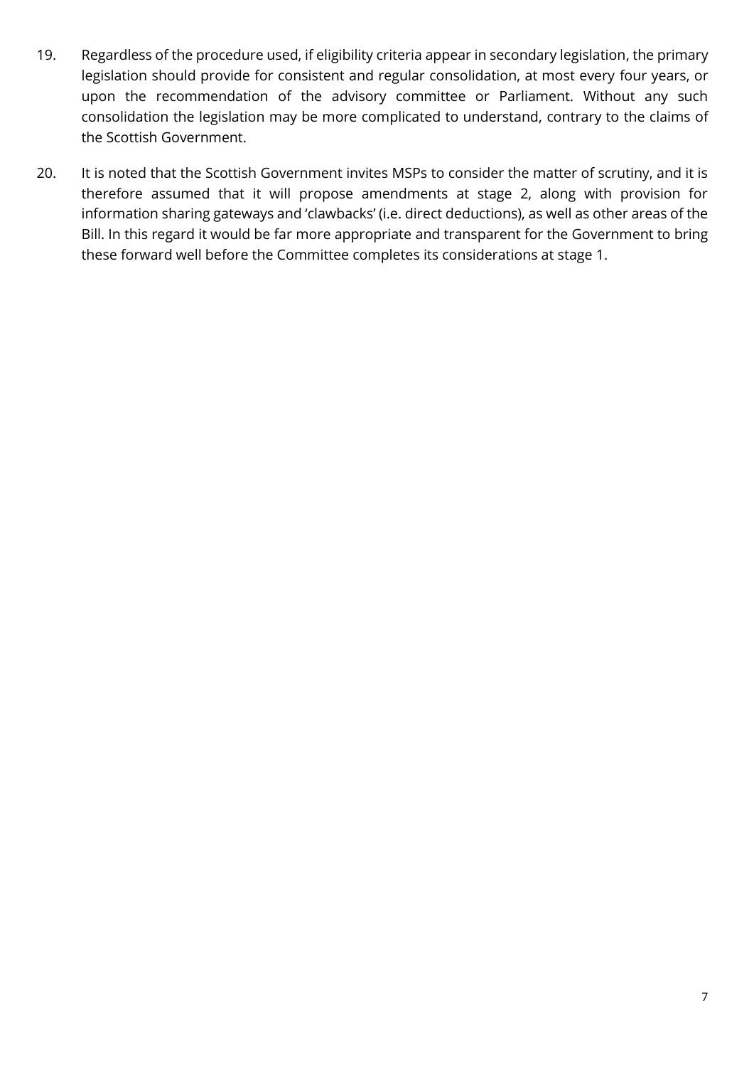19. Regardless of the procedure used, if eligibility criteria appear in secondary legislation, the primary legislation should provide for consistent and regular consolidation, at most every four years, or upon the recommendation of the advisory committee or Parliament. Without any such consolidation the legislation may be more complicated to understand, contrary to the claims of the Scottish Government.

20. It is noted that the Scottish Government invites MSPs to consider the matter of scrutiny, and it is therefore assumed that it will propose amendments at stage 2, along with provision for information sharing gateways and 'clawbacks' (i.e. direct deductions), as well as other areas of the Bill. In this regard it would be far more appropriate and transparent for the Government to bring these forward well before the Committee completes its considerations at stage 1.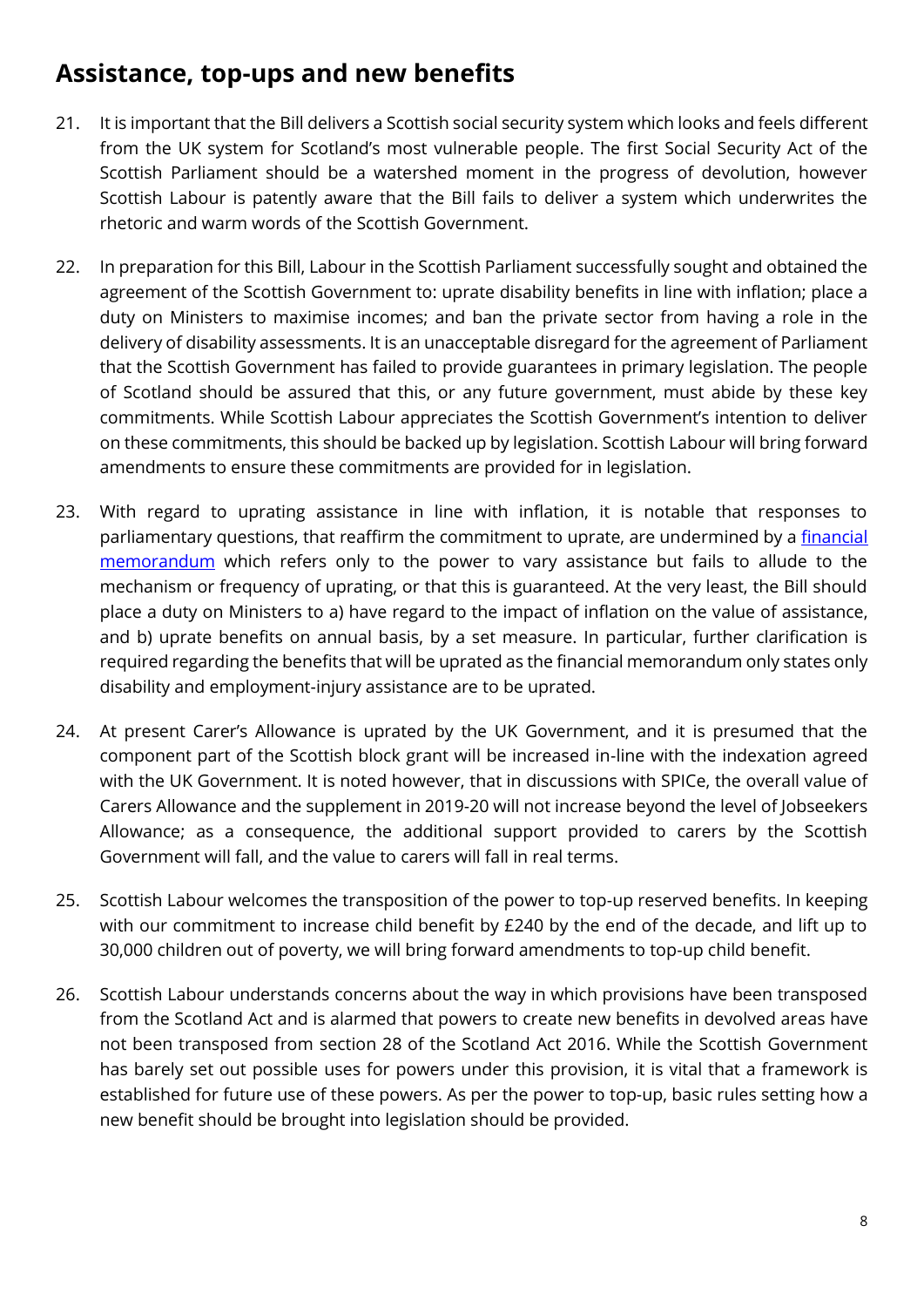## Assistance, top-ups and new benefits

21. It is important that the Bill delivers a Scottish social security system which looks and feels different from the UK system for Scotland's most vulnerable people. The first Social Security Act of the Scottish Parliament should be a watershed moment in the progress of devolution, however Scottish Labour is patently aware that the Bill fails to deliver a system which underwrites the rhetoric and warm words of the Scottish Government.

22. In preparation for this Bill, Labour in the Scottish Parliament successfully sought and obtained the agreement of the Scottish Government to: uprate disability benefits in line with inflation; place a duty on Ministers to maximise incomes; and ban the private sector from having a role in the delivery of disability assessments. It is an unacceptable disregard for the agreement of Parliament that the Scottish Government has failed to provide guarantees in primary legislation. The people of Scotland should be assured that this, or any future government, must abide by these key commitments. While Scottish Labour appreciates the Scottish Government's intention to deliver on these commitments, this should be backed up by legislation. Scottish Labour will bring forward amendments to ensure these commitments are provided for in legislation.

23. With regard to uprating assistance in line with inflation, it is notable that responses to parliamentary questions, that reaffirm the commitment to uprate, are undermined by a financial memorandum which refers only to the power to vary assistance but fails to allude to the mechanism or frequency of uprating, or that this is guaranteed. At the very least, the Bill should place a duty on Ministers to a) have regard to the impact of inflation on the value of assistance, and b) uprate benefits on annual basis, by a set measure. In particular, further clarification is required regarding the benefits that will be uprated as the financial memorandum only states only disability and employment-injury assistance are to be uprated.

24. At present Carer's Allowance is uprated by the UK Government, and it is presumed that the component part of the Scottish block grant will be increased in-line with the indexation agreed with the UK Government. It is noted however, that in discussions with SPICe, the overall value of Carers Allowance and the supplement in 2019-20 will not increase beyond the level of Jobseekers Allowance; as a consequence, the additional support provided to carers by the Scottish Government will fall, and the value to carers will fall in real terms.

25. Scottish Labour welcomes the transposition of the power to top-up reserved benefits. In keeping with our commitment to increase child benefit by £240 by the end of the decade, and lift up to 30,000 children out of poverty, we will bring forward amendments to top-up child benefit.

26. Scottish Labour understands concerns about the way in which provisions have been transposed from the Scotland Act and is alarmed that powers to create new benefits in devolved areas have not been transposed from section 28 of the Scotland Act 2016. While the Scottish Government has barely set out possible uses for powers under this provision, it is vital that a framework is established for future use of these powers. As per the power to top-up, basic rules setting how a new benefit should be brought into legislation should be provided.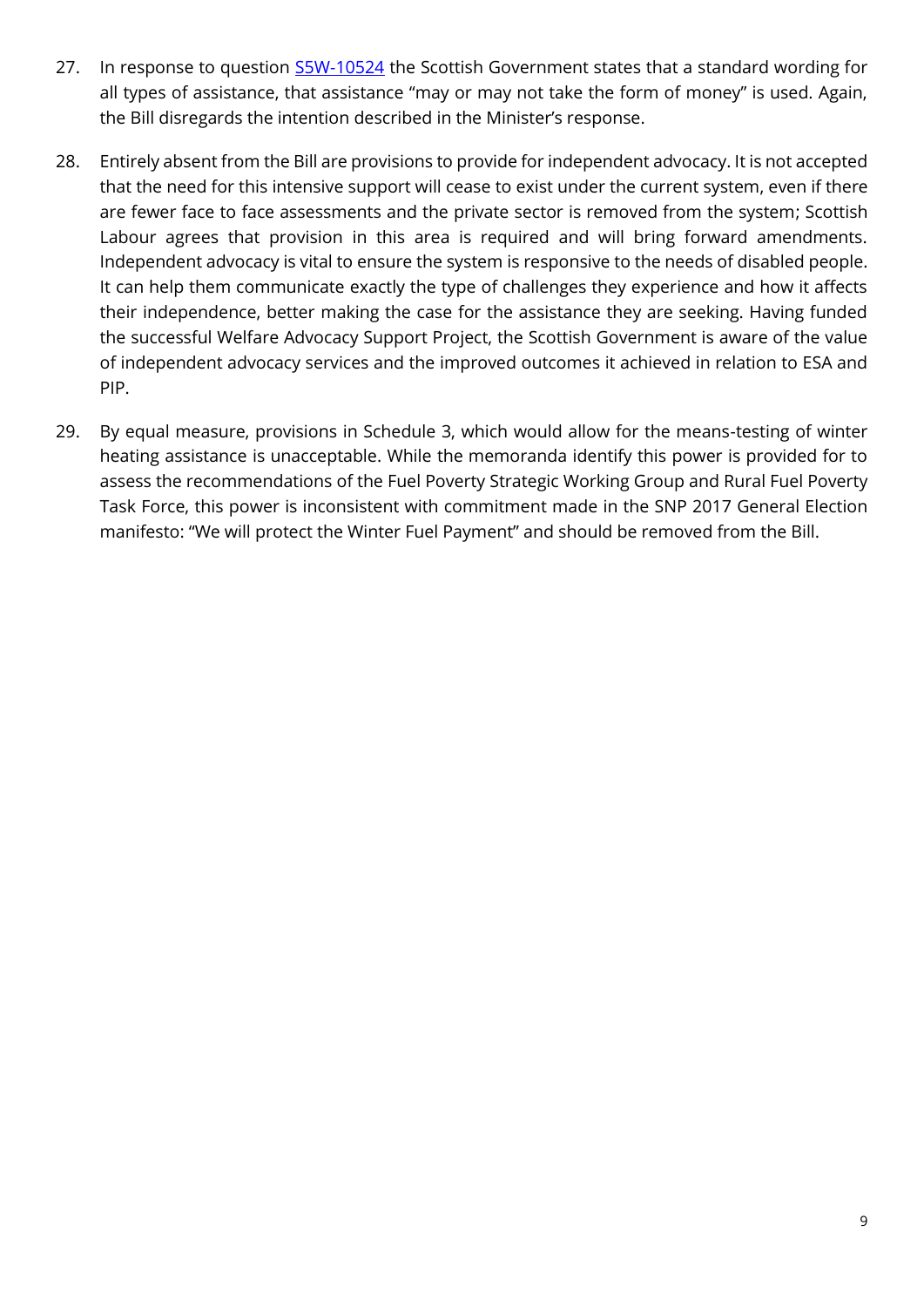27. In response to question [S5W-10524](S5W-10524) the Scottish Government states that a standard wording for all types of assistance, that assistance "may or may not take the form of money" is used. Again, the Bill disregards the intention described in the Minister's response.

28. Entirely absent from the Bill are provisions to provide for independent advocacy. It is not accepted that the need for this intensive support will cease to exist under the current system, even if there are fewer face to face assessments and the private sector is removed from the system; Scottish Labour agrees that provision in this area is required and will bring forward amendments. Independent advocacy is vital to ensure the system is responsive to the needs of disabled people. It can help them communicate exactly the type of challenges they experience and how it affects their independence, better making the case for the assistance they are seeking. Having funded the successful Welfare Advocacy Support Project, the Scottish Government is aware of the value of independent advocacy services and the improved outcomes it achieved in relation to ESA and PIP.

29. By equal measure, provisions in Schedule 3, which would allow for the means-testing of winter heating assistance is unacceptable. While the memoranda identify this power is provided for to assess the recommendations of the Fuel Poverty Strategic Working Group and Rural Fuel Poverty Task Force, this power is inconsistent with commitment made in the SNP 2017 General Election manifesto: "We will protect the Winter Fuel Payment" and should be removed from the Bill.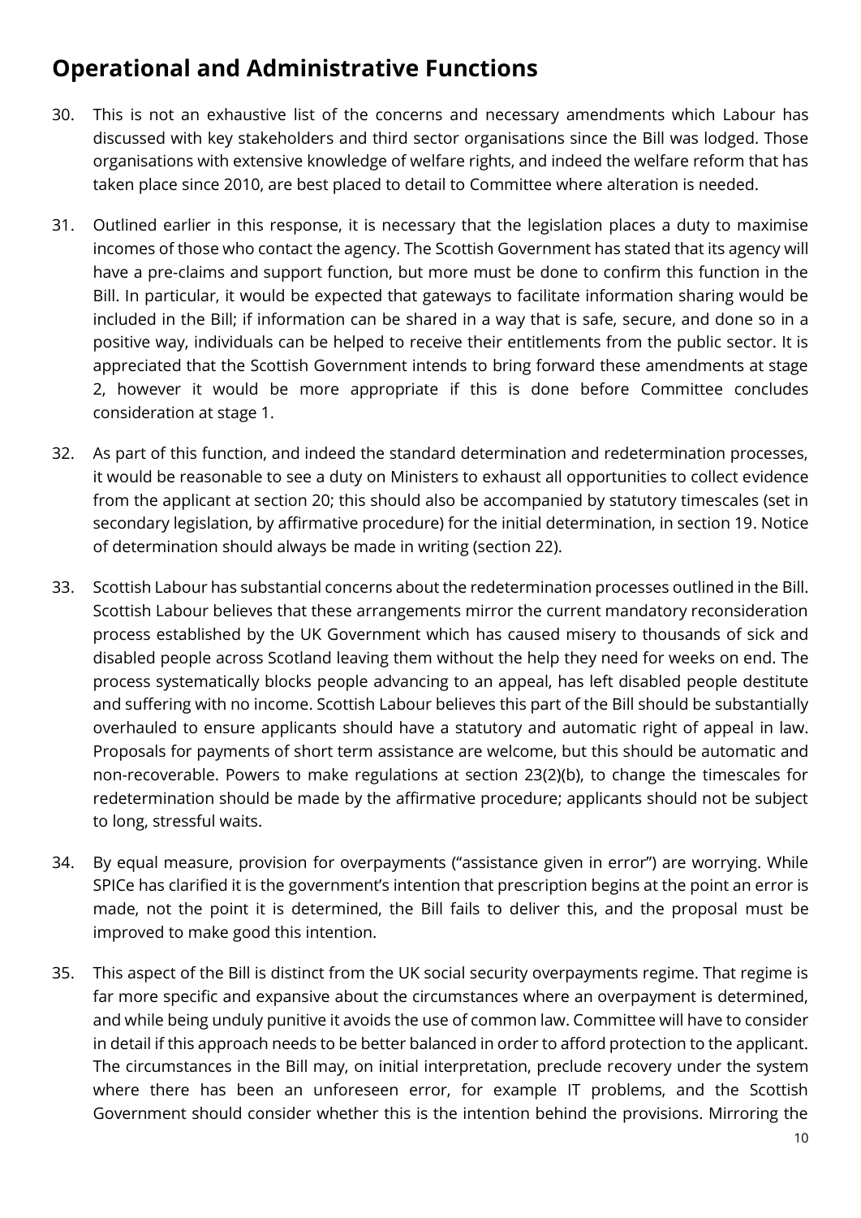## Operational and Administrative Functions

30. This is not an exhaustive list of the concerns and necessary amendments which Labour has discussed with key stakeholders and third sector organisations since the Bill was lodged. Those organisations with extensive knowledge of welfare rights, and indeed the welfare reform that has taken place since 2010, are best placed to detail to Committee where alteration is needed.

31. Outlined earlier in this response, it is necessary that the legislation places a duty to maximise incomes of those who contact the agency. The Scottish Government has stated that its agency will have a pre-claims and support function, but more must be done to confirm this function in the Bill. In particular, it would be expected that gateways to facilitate information sharing would be included in the Bill; if information can be shared in a way that is safe, secure, and done so in a positive way, individuals can be helped to receive their entitlements from the public sector. It is appreciated that the Scottish Government intends to bring forward these amendments at stage 2, however it would be more appropriate if this is done before Committee concludes consideration at stage 1.

32. As part of this function, and indeed the standard determination and redetermination processes, it would be reasonable to see a duty on Ministers to exhaust all opportunities to collect evidence from the applicant at section 20; this should also be accompanied by statutory timescales (set in secondary legislation, by affirmative procedure) for the initial determination, in section 19. Notice of determination should always be made in writing (section 22).

33. Scottish Labour has substantial concerns about the redetermination processes outlined in the Bill. Scottish Labour believes that these arrangements mirror the current mandatory reconsideration process established by the UK Government which has caused misery to thousands of sick and disabled people across Scotland leaving them without the help they need for weeks on end. The process systematically blocks people advancing to an appeal, has left disabled people destitute and suffering with no income. Scottish Labour believes this part of the Bill should be substantially overhauled to ensure applicants should have a statutory and automatic right of appeal in law. Proposals for payments of short term assistance are welcome, but this should be automatic and non-recoverable. Powers to make regulations at section 23(2)(b), to change the timescales for redetermination should be made by the affirmative procedure; applicants should not be subject to long, stressful waits.

34. By equal measure, provision for overpayments ("assistance given in error") are worrying. While SPICe has clarified it is the government's intention that prescription begins at the point an error is made, not the point it is determined, the Bill fails to deliver this, and the proposal must be improved to make good this intention.

35. This aspect of the Bill is distinct from the UK social security overpayments regime. That regime is far more specific and expansive about the circumstances where an overpayment is determined, and while being unduly punitive it avoids the use of common law. Committee will have to consider in detail if this approach needs to be better balanced in order to afford protection to the applicant. The circumstances in the Bill may, on initial interpretation, preclude recovery under the system where there has been an unforeseen error, for example IT problems, and the Scottish Government should consider whether this is the intention behind the provisions. Mirroring the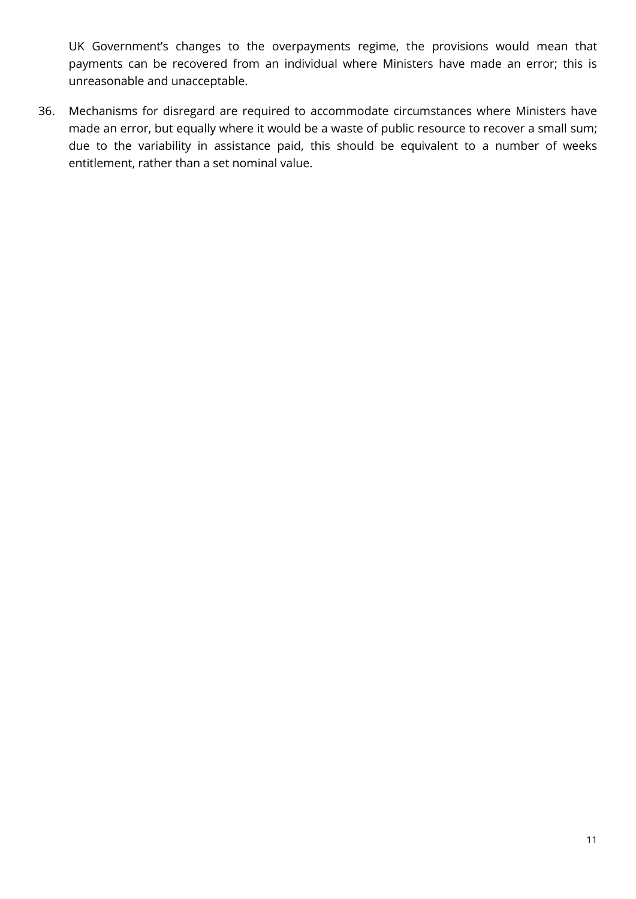UK Government's changes to the overpayments regime, the provisions would mean that payments can be recovered from an individual where Ministers have made an error; this is unreasonable and unacceptable.

36. Mechanisms for disregard are required to accommodate circumstances where Ministers have made an error, but equally where it would be a waste of public resource to recover a small sum; due to the variability in assistance paid, this should be equivalent to a number of weeks entitlement, rather than a set nominal value.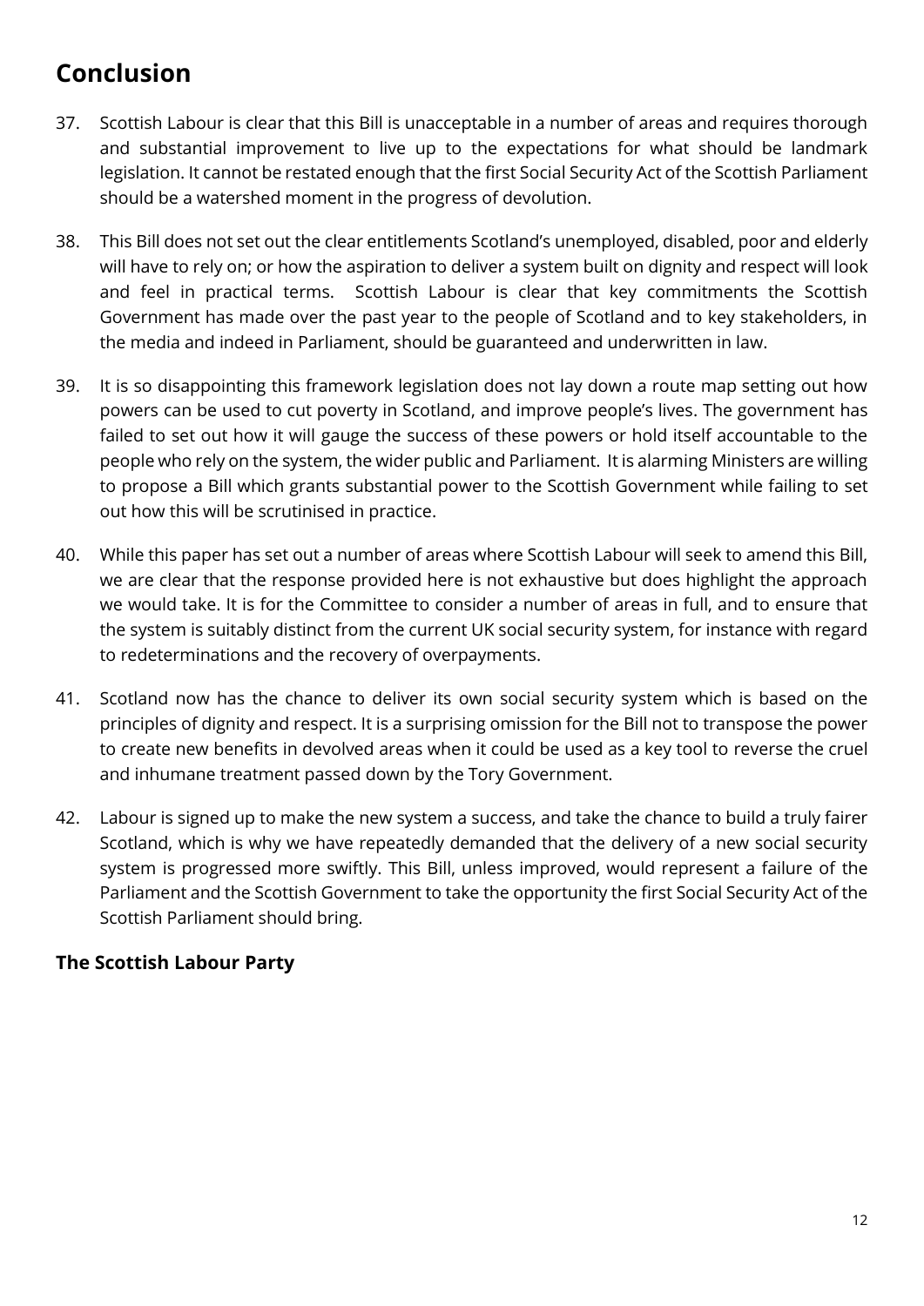## Conclusion

37. Scottish Labour is clear that this Bill is unacceptable in a number of areas and requires thorough and substantial improvement to live up to the expectations for what should be landmark legislation. It cannot be restated enough that the first Social Security Act of the Scottish Parliament should be a watershed moment in the progress of devolution.

38. This Bill does not set out the clear entitlements Scotland's unemployed, disabled, poor and elderly will have to rely on; or how the aspiration to deliver a system built on dignity and respect will look and feel in practical terms. Scottish Labour is clear that key commitments the Scottish Government has made over the past year to the people of Scotland and to key stakeholders, in the media and indeed in Parliament, should be guaranteed and underwritten in law.

39. It is so disappointing this framework legislation does not lay down a route map setting out how powers can be used to cut poverty in Scotland, and improve people's lives. The government has failed to set out how it will gauge the success of these powers or hold itself accountable to the people who rely on the system, the wider public and Parliament. It is alarming Ministers are willing to propose a Bill which grants substantial power to the Scottish Government while failing to set out how this will be scrutinised in practice.

40. While this paper has set out a number of areas where Scottish Labour will seek to amend this Bill, we are clear that the response provided here is not exhaustive but does highlight the approach we would take. It is for the Committee to consider a number of areas in full, and to ensure that the system is suitably distinct from the current UK social security system, for instance with regard to redeterminations and the recovery of overpayments.

41. Scotland now has the chance to deliver its own social security system which is based on the principles of dignity and respect. It is a surprising omission for the Bill not to transpose the power to create new benefits in devolved areas when it could be used as a key tool to reverse the cruel and inhumane treatment passed down by the Tory Government.

42. Labour is signed up to make the new system a success, and take the chance to build a truly fairer Scotland, which is why we have repeatedly demanded that the delivery of a new social security system is progressed more swiftly. This Bill, unless improved, would represent a failure of the Parliament and the Scottish Government to take the opportunity the first Social Security Act of the Scottish Parliament should bring.

**The Scottish Labour Party**